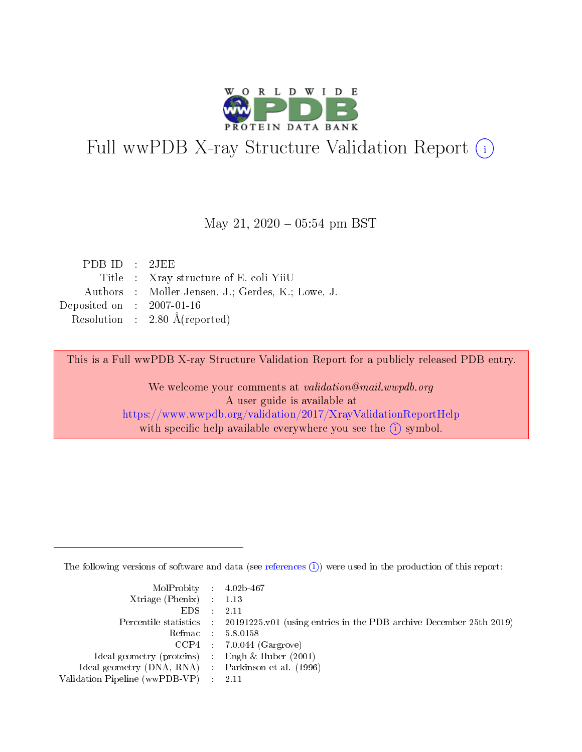# Full wwPDB X-ray Structure Validation Report (i)

May 21, 2020 – 05:54 pm BST

| | | |
|---|---|---|
| PDB ID | : | 2JEE |
| Title | : | Xray structure of E. coli YiiU |
| Authors | : | Moller-Jensen, J.; Gerdes, K.; Lowe, J. |
| Deposited on | : | 2007-01-16 |
| Resolution | : | 2.80 Å(reported) |

This is a Full wwPDB X-ray Structure Validation Report for a publicly released PDB entry.

We welcome your comments at *validation@mail.wwpdb.org*
A user guide is available at
https://www.wwpdb.org/validation/2017/XrayValidationReportHelp
with specific help available everywhere you see the (i) symbol.

---

The following versions of software and data (see references (i)) were used in the production of this report:

| | | |
|---|---|---|
| MolProbity | : | 4.02b-467 |
| Xtriage (Phenix) | : | 1.13 |
| EDS | : | 2.11 |
| Percentile statistics | : | 20191225.v01 (using entries in the PDB archive December 25th 2019) |
| Refmac | : | 5.8.0158 |
| CCP4 | : | 7.0.044 (Gargrove) |
| Ideal geometry (proteins) | : | Engh & Huber (2001) |
| Ideal geometry (DNA, RNA) | : | Parkinson et al. (1996) |
| Validation Pipeline (wwPDB-VP) | : | 2.11 |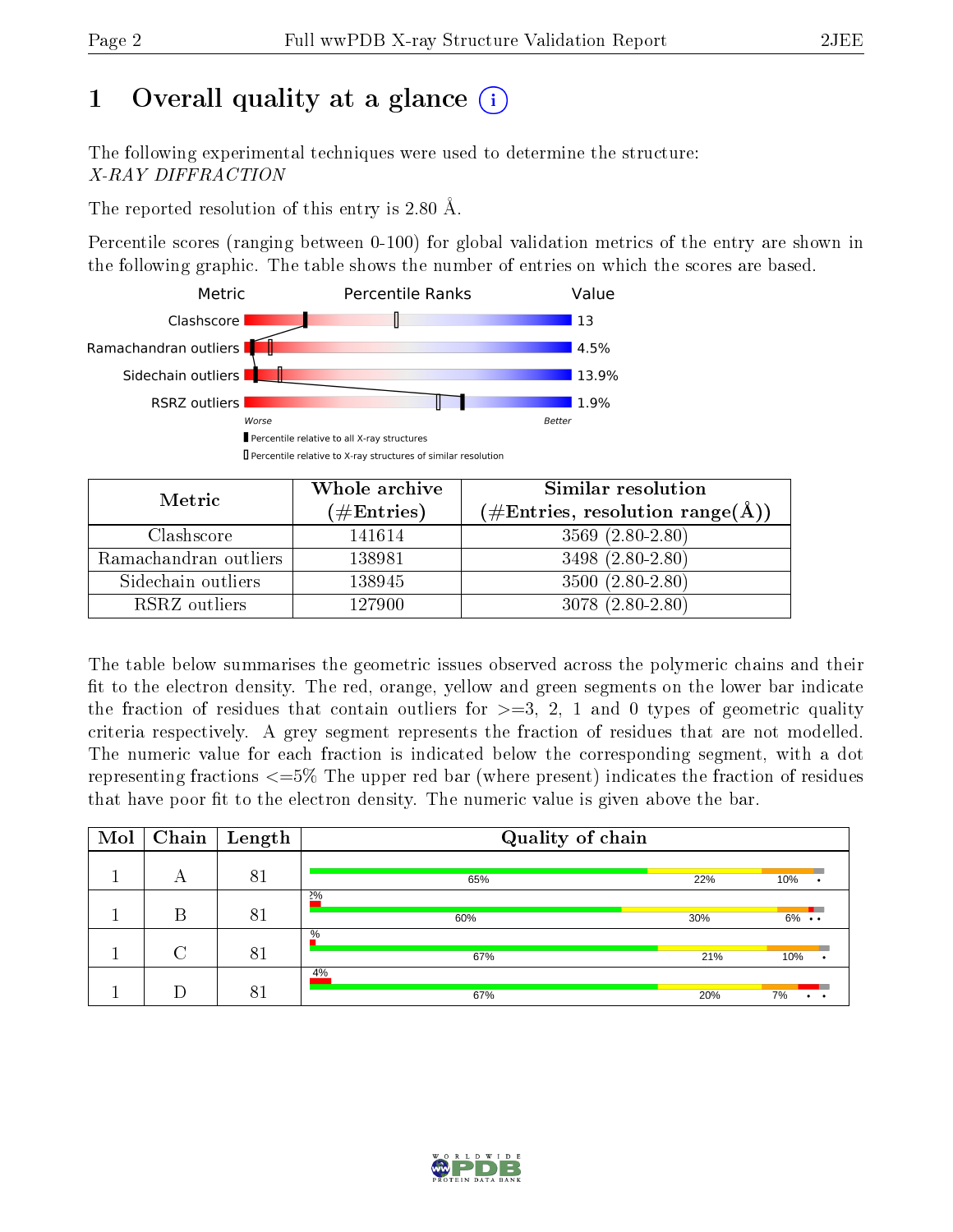# 1 Overall quality at a glance

The following experimental techniques were used to determine the structure:
*X-RAY DIFFRACTION*

The reported resolution of this entry is 2.80 Å.

Percentile scores (ranging between 0-100) for global validation metrics of the entry are shown in the following graphic. The table shows the number of entries on which the scores are based.

| Metric | Value |
|---|---|
| Clashscore | 13 |
| Ramachandran outliers | 4.5% |
| Sidechain outliers | 13.9% |
| RSRZ outliers | 1.9% |

Worse — Better

▮ Percentile relative to all X-ray structures
▯ Percentile relative to X-ray structures of similar resolution

| Metric | Whole archive (#Entries) | Similar resolution (#Entries, resolution range(Å)) |
|---|---|---|
| Clashscore | 141614 | 3569 (2.80-2.80) |
| Ramachandran outliers | 138981 | 3498 (2.80-2.80) |
| Sidechain outliers | 138945 | 3500 (2.80-2.80) |
| RSRZ outliers | 127900 | 3078 (2.80-2.80) |

The table below summarises the geometric issues observed across the polymeric chains and their fit to the electron density. The red, orange, yellow and green segments on the lower bar indicate the fraction of residues that contain outliers for >=3, 2, 1 and 0 types of geometric quality criteria respectively. A grey segment represents the fraction of residues that are not modelled. The numeric value for each fraction is indicated below the corresponding segment, with a dot representing fractions <=5% The upper red bar (where present) indicates the fraction of residues that have poor fit to the electron density. The numeric value is given above the bar.

| Mol | Chain | Length | Quality of chain |
|---|---|---|---|
| 1 | A | 81 | 65% · 22% · 10% · • |
| 1 | B | 81 | 2% ; 60% · 30% · 6% · • • |
| 1 | C | 81 | % ; 67% · 21% · 10% · • |
| 1 | D | 81 | 4% ; 67% · 20% · 7% · • • |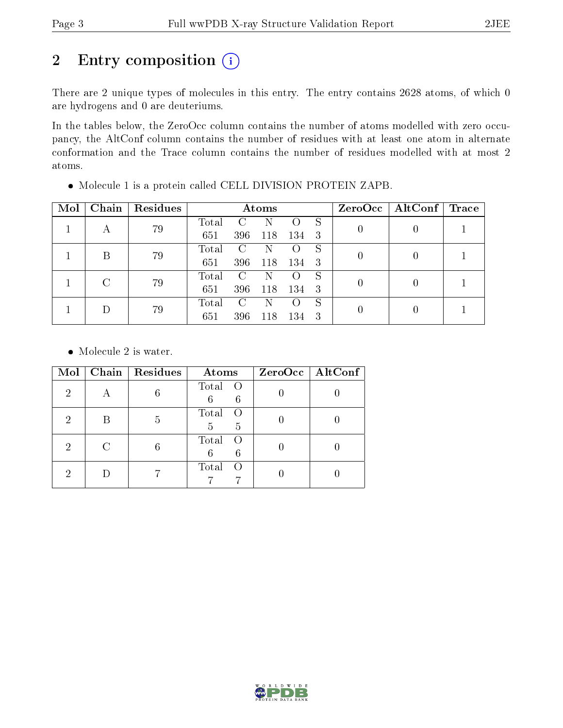# 2 Entry composition (i)

There are 2 unique types of molecules in this entry. The entry contains 2628 atoms, of which 0 are hydrogens and 0 are deuteriums.

In the tables below, the ZeroOcc column contains the number of atoms modelled with zero occupancy, the AltConf column contains the number of residues with at least one atom in alternate conformation and the Trace column contains the number of residues modelled with at most 2 atoms.

- Molecule 1 is a protein called CELL DIVISION PROTEIN ZAPB.

| Mol | Chain | Residues | Atoms | | | | | ZeroOcc | AltConf | Trace |
|---|---|---|---|---|---|---|---|---|---|---|
| | | | Total | C | N | O | S | | | |
| 1 | A | 79 | 651 | 396 | 118 | 134 | 3 | 0 | 0 | 1 |
| 1 | B | 79 | 651 | 396 | 118 | 134 | 3 | 0 | 0 | 1 |
| 1 | C | 79 | 651 | 396 | 118 | 134 | 3 | 0 | 0 | 1 |
| 1 | D | 79 | 651 | 396 | 118 | 134 | 3 | 0 | 0 | 1 |

- Molecule 2 is water.

| Mol | Chain | Residues | Atoms | | ZeroOcc | AltConf |
|---|---|---|---|---|---|---|
| | | | Total | O | | |
| 2 | A | 6 | 6 | 6 | 0 | 0 |
| 2 | B | 5 | 5 | 5 | 0 | 0 |
| 2 | C | 6 | 6 | 6 | 0 | 0 |
| 2 | D | 7 | 7 | 7 | 0 | 0 |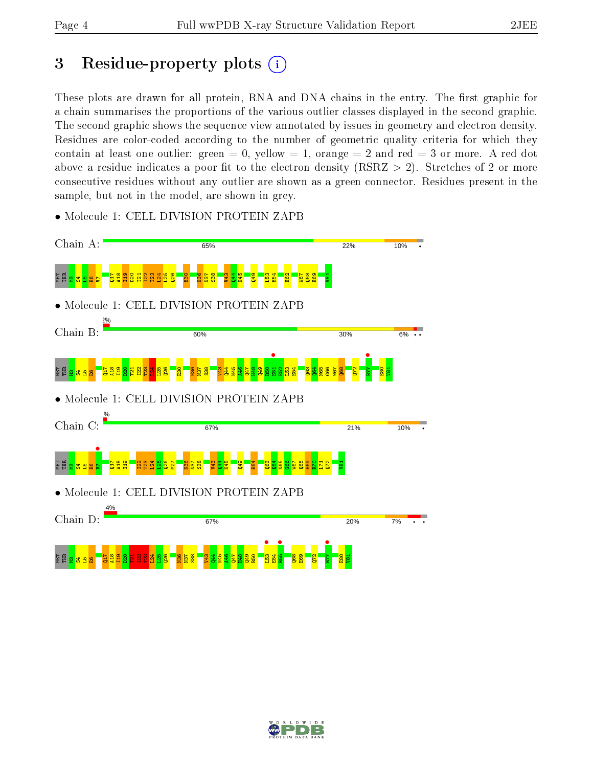# 3 Residue-property plots

These plots are drawn for all protein, RNA and DNA chains in the entry. The first graphic for a chain summarises the proportions of the various outlier classes displayed in the second graphic. The second graphic shows the sequence view annotated by issues in geometry and electron density. Residues are color-coded according to the number of geometric quality criteria for which they contain at least one outlier: green = 0, yellow = 1, orange = 2 and red = 3 or more. A red dot above a residue indicates a poor fit to the electron density (RSRZ > 2). Stretches of 2 or more consecutive residues without any outlier are shown as a green connector. Residues present in the sample, but not in the model, are shown in grey.

- Molecule 1: CELL DIVISION PROTEIN ZAPB

Chain A: 65% | 22% | 10% | •

MET THR M3 S4 L5 E6 V7 Q17 A18 I19 D20 T21 I22 T23 L24 L25 Q26 E30 N36 N37 S38 V43 Q44 N45 Q49 L53 E54 E62 W67 Q68 E69 V81

- Molecule 1: CELL DIVISION PROTEIN ZAPB

Chain B: 2% | 60% | 30% | 6% | • •

MET THR M3 S4 L5 E6 Q17 A18 I19 D20 T21 I22 T23 L24 L25 Q26 E30 N36 N37 S38 V43 Q44 N45 A46 Q47 H48 Q49 R50 E51 E52 L53 E54 Q63 Q64 N65 G66 W67 Q68 Q72 R77 E80 V81

- Molecule 1: CELL DIVISION PROTEIN ZAPB

Chain C: % | 67% | 21% | 10% | •

MET THR M3 S4 L5 E6 V7 Q17 A18 I19 I22 T23 L24 L25 Q26 M27 N36 N37 S38 V43 Q44 N45 Q49 E54 Q63 Q64 N65 G66 W67 Q68 E69 R70 L71 Q72 V81

- Molecule 1: CELL DIVISION PROTEIN ZAPB

Chain D: 4% | 67% | 20% | 7% | • •

MET THR M3 S4 L5 E6 Q17 A18 I19 D20 T21 I22 T23 L24 L25 Q26 N36 N37 S38 V43 Q44 N45 A46 Q47 H48 Q49 R50 L53 E54 R55 Q68 E69 Q72 R77 E80 V81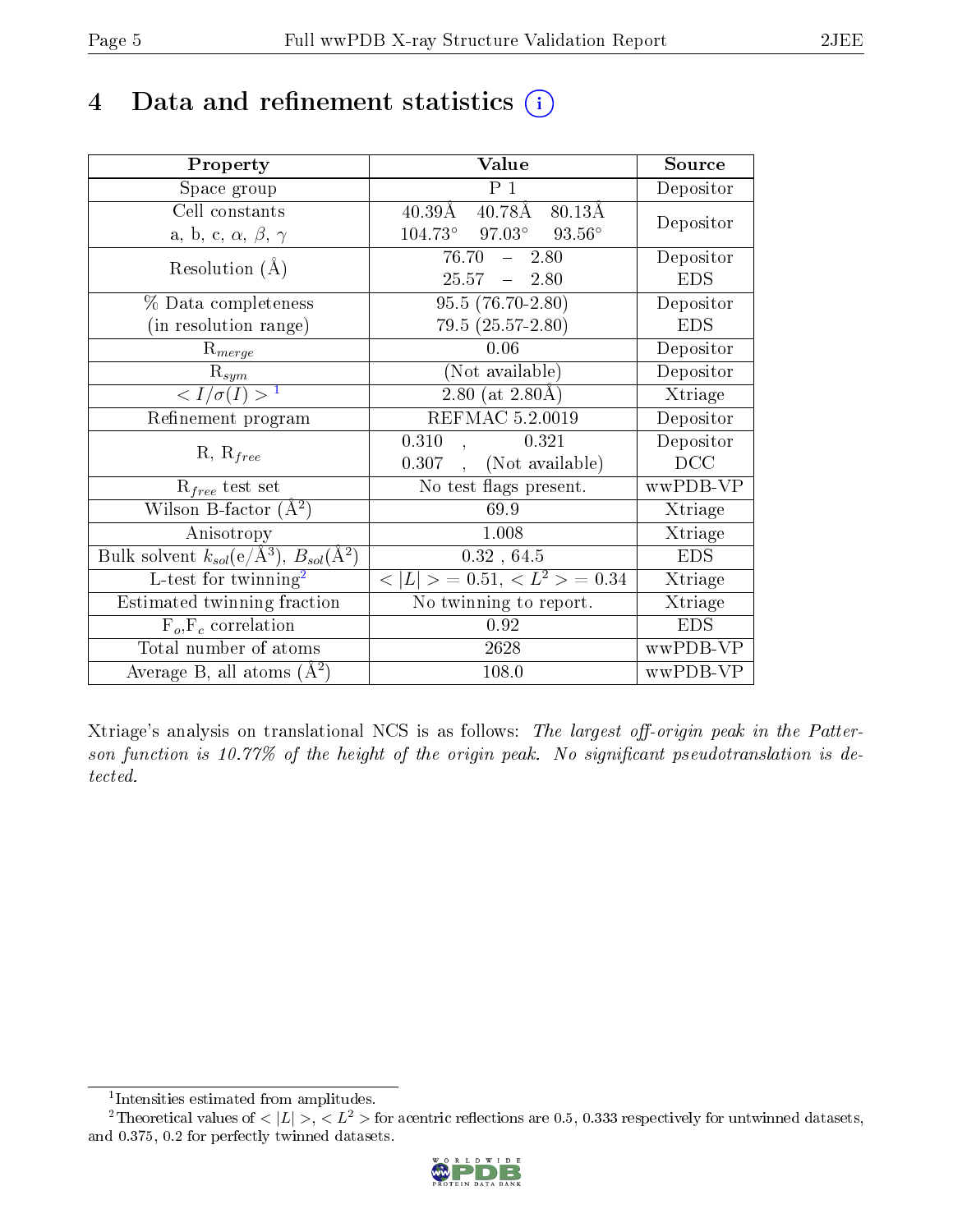# 4 Data and refinement statistics (i)

| Property | Value | Source |
|---|---|---|
| Space group | P 1 | Depositor |
| Cell constants<br>a, b, c, $\alpha$, $\beta$, $\gamma$ | 40.39Å 40.78Å 80.13Å<br>104.73° 97.03° 93.56° | Depositor |
| Resolution (Å) | 76.70 – 2.80<br>25.57 – 2.80 | Depositor<br>EDS |
| % Data completeness<br>(in resolution range) | 95.5 (76.70-2.80)<br>79.5 (25.57-2.80) | Depositor<br>EDS |
| $R_{merge}$ | 0.06 | Depositor |
| $R_{sym}$ | (Not available) | Depositor |
| $< I/\sigma(I) >$ [1] | 2.80 (at 2.80Å) | Xtriage |
| Refinement program | REFMAC 5.2.0019 | Depositor |
| R, $R_{free}$ | 0.310 , 0.321<br>0.307 , (Not available) | Depositor<br>DCC |
| $R_{free}$ test set | No test flags present. | wwPDB-VP |
| Wilson B-factor (Å$^2$) | 69.9 | Xtriage |
| Anisotropy | 1.008 | Xtriage |
| Bulk solvent $k_{sol}$(e/Å$^3$), $B_{sol}$(Å$^2$) | 0.32 , 64.5 | EDS |
| L-test for twinning[2] | $< \|L\| > = 0.51$, $< L^2 > = 0.34$ | Xtriage |
| Estimated twinning fraction | No twinning to report. | Xtriage |
| $F_o$,$F_c$ correlation | 0.92 | EDS |
| Total number of atoms | 2628 | wwPDB-VP |
| Average B, all atoms (Å$^2$) | 108.0 | wwPDB-VP |

Xtriage's analysis on translational NCS is as follows: *The largest off-origin peak in the Patterson function is 10.77% of the height of the origin peak. No significant pseudotranslation is detected.*

[1] Intensities estimated from amplitudes.

[2] Theoretical values of $< |L| >$, $< L^2 >$ for acentric reflections are 0.5, 0.333 respectively for untwinned datasets, and 0.375, 0.2 for perfectly twinned datasets.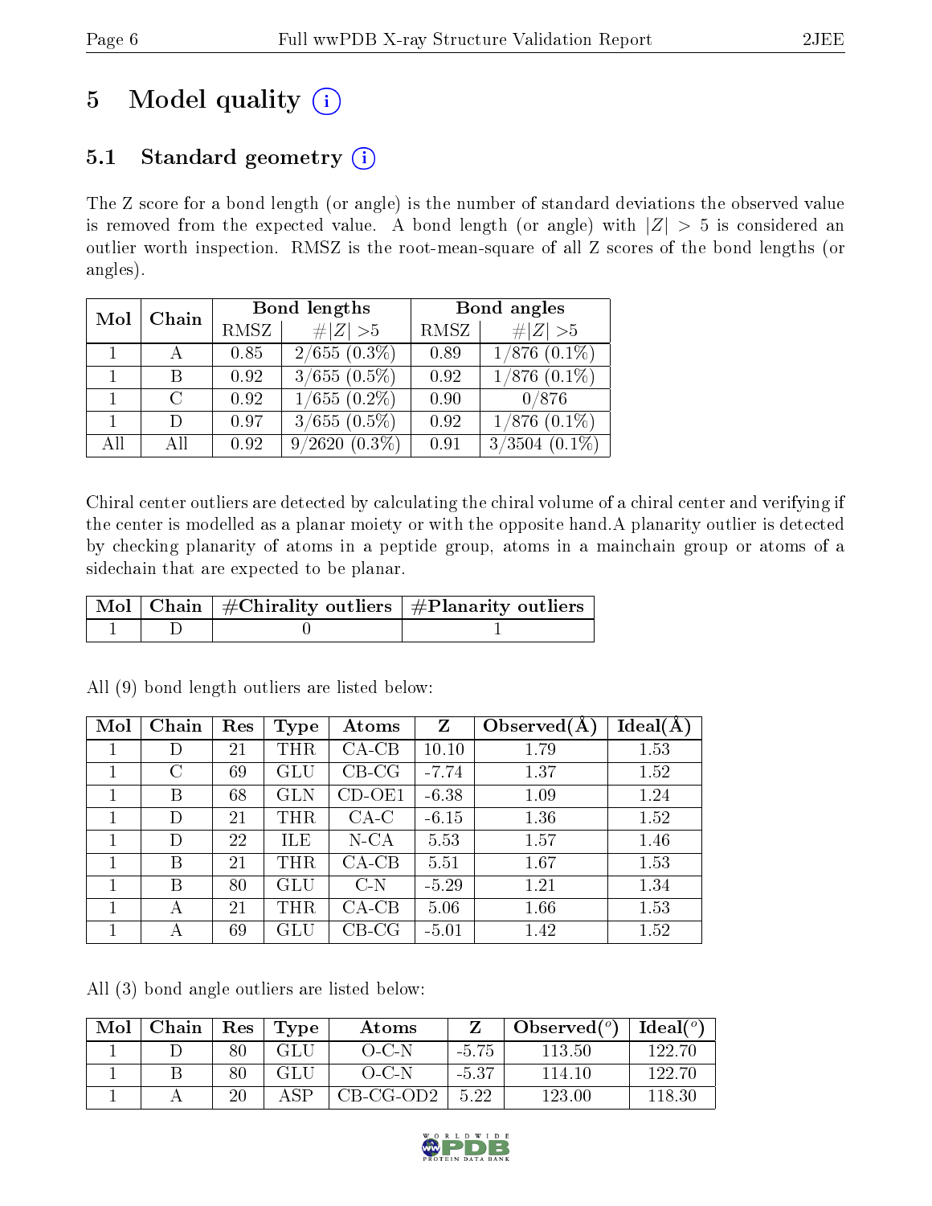# 5 Model quality

## 5.1 Standard geometry

The Z score for a bond length (or angle) is the number of standard deviations the observed value is removed from the expected value. A bond length (or angle) with $|Z| > 5$ is considered an outlier worth inspection. RMSZ is the root-mean-square of all Z scores of the bond lengths (or angles).

| Mol | Chain | Bond lengths | | Bond angles | |
|---|---|---|---|---|---|
| | | RMSZ | #\|Z\| >5 | RMSZ | #\|Z\| >5 |
| 1 | A | 0.85 | 2/655 (0.3%) | 0.89 | 1/876 (0.1%) |
| 1 | B | 0.92 | 3/655 (0.5%) | 0.92 | 1/876 (0.1%) |
| 1 | C | 0.92 | 1/655 (0.2%) | 0.90 | 0/876 |
| 1 | D | 0.97 | 3/655 (0.5%) | 0.92 | 1/876 (0.1%) |
| All | All | 0.92 | 9/2620 (0.3%) | 0.91 | 3/3504 (0.1%) |

Chiral center outliers are detected by calculating the chiral volume of a chiral center and verifying if the center is modelled as a planar moiety or with the opposite hand.A planarity outlier is detected by checking planarity of atoms in a peptide group, atoms in a mainchain group or atoms of a sidechain that are expected to be planar.

| Mol | Chain | #Chirality outliers | #Planarity outliers |
|---|---|---|---|
| 1 | D | 0 | 1 |

All (9) bond length outliers are listed below:

| Mol | Chain | Res | Type | Atoms | Z | Observed(Å) | Ideal(Å) |
|---|---|---|---|---|---|---|---|
| 1 | D | 21 | THR | CA-CB | 10.10 | 1.79 | 1.53 |
| 1 | C | 69 | GLU | CB-CG | -7.74 | 1.37 | 1.52 |
| 1 | B | 68 | GLN | CD-OE1 | -6.38 | 1.09 | 1.24 |
| 1 | D | 21 | THR | CA-C | -6.15 | 1.36 | 1.52 |
| 1 | D | 22 | ILE | N-CA | 5.53 | 1.57 | 1.46 |
| 1 | B | 21 | THR | CA-CB | 5.51 | 1.67 | 1.53 |
| 1 | B | 80 | GLU | C-N | -5.29 | 1.21 | 1.34 |
| 1 | A | 21 | THR | CA-CB | 5.06 | 1.66 | 1.53 |
| 1 | A | 69 | GLU | CB-CG | -5.01 | 1.42 | 1.52 |

All (3) bond angle outliers are listed below:

| Mol | Chain | Res | Type | Atoms | Z | Observed(°) | Ideal(°) |
|---|---|---|---|---|---|---|---|
| 1 | D | 80 | GLU | O-C-N | -5.75 | 113.50 | 122.70 |
| 1 | B | 80 | GLU | O-C-N | -5.37 | 114.10 | 122.70 |
| 1 | A | 20 | ASP | CB-CG-OD2 | 5.22 | 123.00 | 118.30 |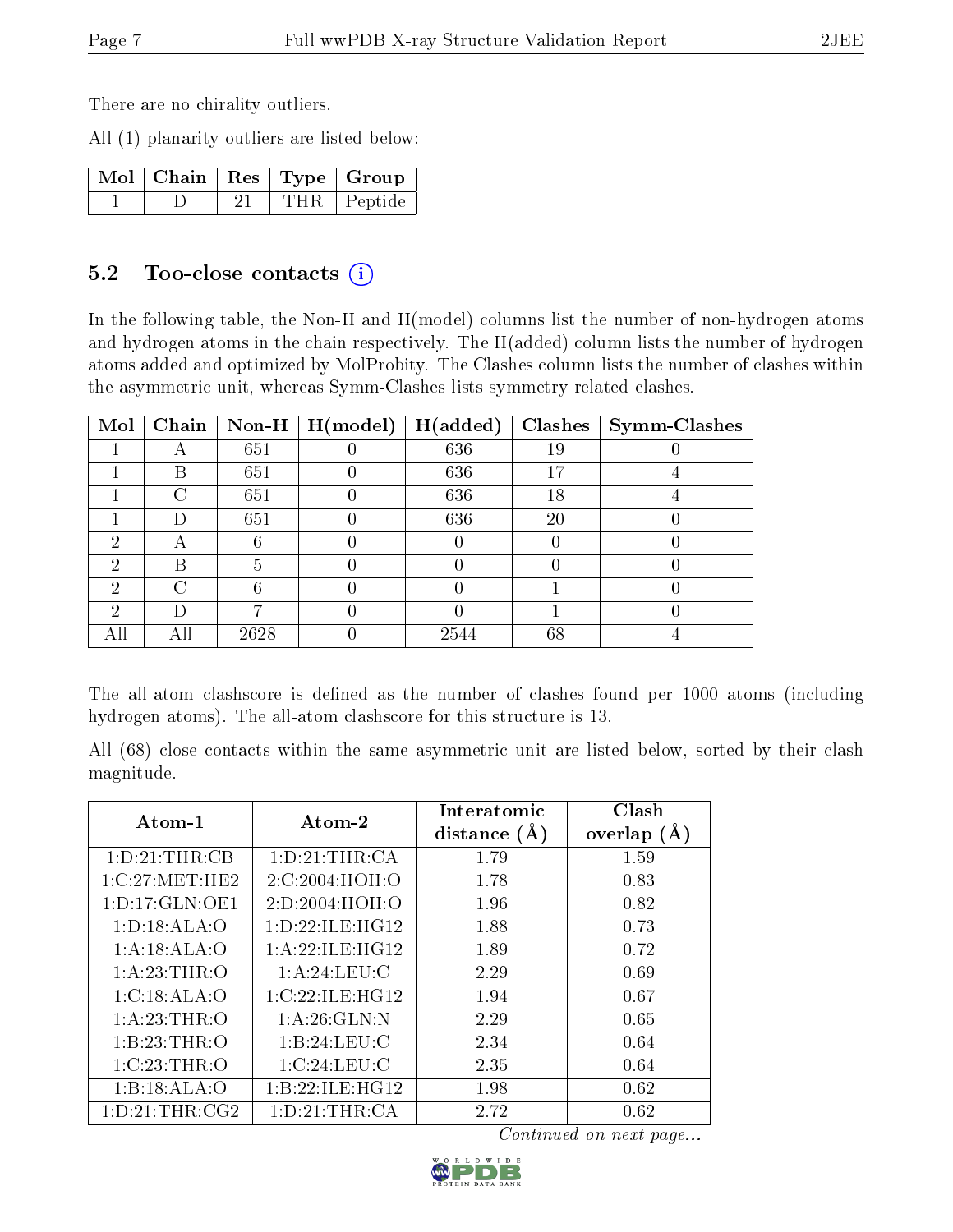There are no chirality outliers.

All (1) planarity outliers are listed below:

| Mol | Chain | Res | Type | Group |
|---|---|---|---|---|
| 1 | D | 21 | THR | Peptide |

### 5.2 Too-close contacts

In the following table, the Non-H and H(model) columns list the number of non-hydrogen atoms and hydrogen atoms in the chain respectively. The H(added) column lists the number of hydrogen atoms added and optimized by MolProbity. The Clashes column lists the number of clashes within the asymmetric unit, whereas Symm-Clashes lists symmetry related clashes.

| Mol | Chain | Non-H | H(model) | H(added) | Clashes | Symm-Clashes |
|---|---|---|---|---|---|---|
| 1 | A | 651 | 0 | 636 | 19 | 0 |
| 1 | B | 651 | 0 | 636 | 17 | 4 |
| 1 | C | 651 | 0 | 636 | 18 | 4 |
| 1 | D | 651 | 0 | 636 | 20 | 0 |
| 2 | A | 6 | 0 | 0 | 0 | 0 |
| 2 | B | 5 | 0 | 0 | 0 | 0 |
| 2 | C | 6 | 0 | 0 | 1 | 0 |
| 2 | D | 7 | 0 | 0 | 1 | 0 |
| All | All | 2628 | 0 | 2544 | 68 | 4 |

The all-atom clashscore is defined as the number of clashes found per 1000 atoms (including hydrogen atoms). The all-atom clashscore for this structure is 13.

All (68) close contacts within the same asymmetric unit are listed below, sorted by their clash magnitude.

| Atom-1 | Atom-2 | Interatomic distance (Å) | Clash overlap (Å) |
|---|---|---|---|
| 1:D:21:THR:CB | 1:D:21:THR:CA | 1.79 | 1.59 |
| 1:C:27:MET:HE2 | 2:C:2004:HOH:O | 1.78 | 0.83 |
| 1:D:17:GLN:OE1 | 2:D:2004:HOH:O | 1.96 | 0.82 |
| 1:D:18:ALA:O | 1:D:22:ILE:HG12 | 1.88 | 0.73 |
| 1:A:18:ALA:O | 1:A:22:ILE:HG12 | 1.89 | 0.72 |
| 1:A:23:THR:O | 1:A:24:LEU:C | 2.29 | 0.69 |
| 1:C:18:ALA:O | 1:C:22:ILE:HG12 | 1.94 | 0.67 |
| 1:A:23:THR:O | 1:A:26:GLN:N | 2.29 | 0.65 |
| 1:B:23:THR:O | 1:B:24:LEU:C | 2.34 | 0.64 |
| 1:C:23:THR:O | 1:C:24:LEU:C | 2.35 | 0.64 |
| 1:B:18:ALA:O | 1:B:22:ILE:HG12 | 1.98 | 0.62 |
| 1:D:21:THR:CG2 | 1:D:21:THR:CA | 2.72 | 0.62 |

*Continued on next page...*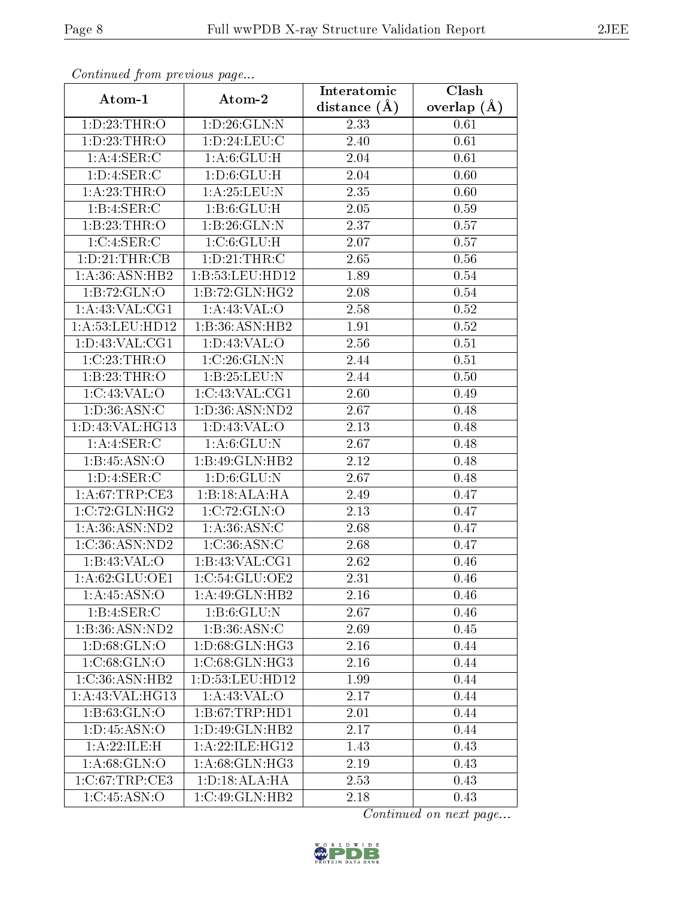*Continued from previous page...*

| Atom-1 | Atom-2 | Interatomic distance (Å) | Clash overlap (Å) |
|---|---|---|---|
| 1:D:23:THR:O | 1:D:26:GLN:N | 2.33 | 0.61 |
| 1:D:23:THR:O | 1:D:24:LEU:C | 2.40 | 0.61 |
| 1:A:4:SER:C | 1:A:6:GLU:H | 2.04 | 0.61 |
| 1:D:4:SER:C | 1:D:6:GLU:H | 2.04 | 0.60 |
| 1:A:23:THR:O | 1:A:25:LEU:N | 2.35 | 0.60 |
| 1:B:4:SER:C | 1:B:6:GLU:H | 2.05 | 0.59 |
| 1:B:23:THR:O | 1:B:26:GLN:N | 2.37 | 0.57 |
| 1:C:4:SER:C | 1:C:6:GLU:H | 2.07 | 0.57 |
| 1:D:21:THR:CB | 1:D:21:THR:C | 2.65 | 0.56 |
| 1:A:36:ASN:HB2 | 1:B:53:LEU:HD12 | 1.89 | 0.54 |
| 1:B:72:GLN:O | 1:B:72:GLN:HG2 | 2.08 | 0.54 |
| 1:A:43:VAL:CG1 | 1:A:43:VAL:O | 2.58 | 0.52 |
| 1:A:53:LEU:HD12 | 1:B:36:ASN:HB2 | 1.91 | 0.52 |
| 1:D:43:VAL:CG1 | 1:D:43:VAL:O | 2.56 | 0.51 |
| 1:C:23:THR:O | 1:C:26:GLN:N | 2.44 | 0.51 |
| 1:B:23:THR:O | 1:B:25:LEU:N | 2.44 | 0.50 |
| 1:C:43:VAL:O | 1:C:43:VAL:CG1 | 2.60 | 0.49 |
| 1:D:36:ASN:C | 1:D:36:ASN:ND2 | 2.67 | 0.48 |
| 1:D:43:VAL:HG13 | 1:D:43:VAL:O | 2.13 | 0.48 |
| 1:A:4:SER:C | 1:A:6:GLU:N | 2.67 | 0.48 |
| 1:B:45:ASN:O | 1:B:49:GLN:HB2 | 2.12 | 0.48 |
| 1:D:4:SER:C | 1:D:6:GLU:N | 2.67 | 0.48 |
| 1:A:67:TRP:CE3 | 1:B:18:ALA:HA | 2.49 | 0.47 |
| 1:C:72:GLN:HG2 | 1:C:72:GLN:O | 2.13 | 0.47 |
| 1:A:36:ASN:ND2 | 1:A:36:ASN:C | 2.68 | 0.47 |
| 1:C:36:ASN:ND2 | 1:C:36:ASN:C | 2.68 | 0.47 |
| 1:B:43:VAL:O | 1:B:43:VAL:CG1 | 2.62 | 0.46 |
| 1:A:62:GLU:OE1 | 1:C:54:GLU:OE2 | 2.31 | 0.46 |
| 1:A:45:ASN:O | 1:A:49:GLN:HB2 | 2.16 | 0.46 |
| 1:B:4:SER:C | 1:B:6:GLU:N | 2.67 | 0.46 |
| 1:B:36:ASN:ND2 | 1:B:36:ASN:C | 2.69 | 0.45 |
| 1:D:68:GLN:O | 1:D:68:GLN:HG3 | 2.16 | 0.44 |
| 1:C:68:GLN:O | 1:C:68:GLN:HG3 | 2.16 | 0.44 |
| 1:C:36:ASN:HB2 | 1:D:53:LEU:HD12 | 1.99 | 0.44 |
| 1:A:43:VAL:HG13 | 1:A:43:VAL:O | 2.17 | 0.44 |
| 1:B:63:GLN:O | 1:B:67:TRP:HD1 | 2.01 | 0.44 |
| 1:D:45:ASN:O | 1:D:49:GLN:HB2 | 2.17 | 0.44 |
| 1:A:22:ILE:H | 1:A:22:ILE:HG12 | 1.43 | 0.43 |
| 1:A:68:GLN:O | 1:A:68:GLN:HG3 | 2.19 | 0.43 |
| 1:C:67:TRP:CE3 | 1:D:18:ALA:HA | 2.53 | 0.43 |
| 1:C:45:ASN:O | 1:C:49:GLN:HB2 | 2.18 | 0.43 |

*Continued on next page...*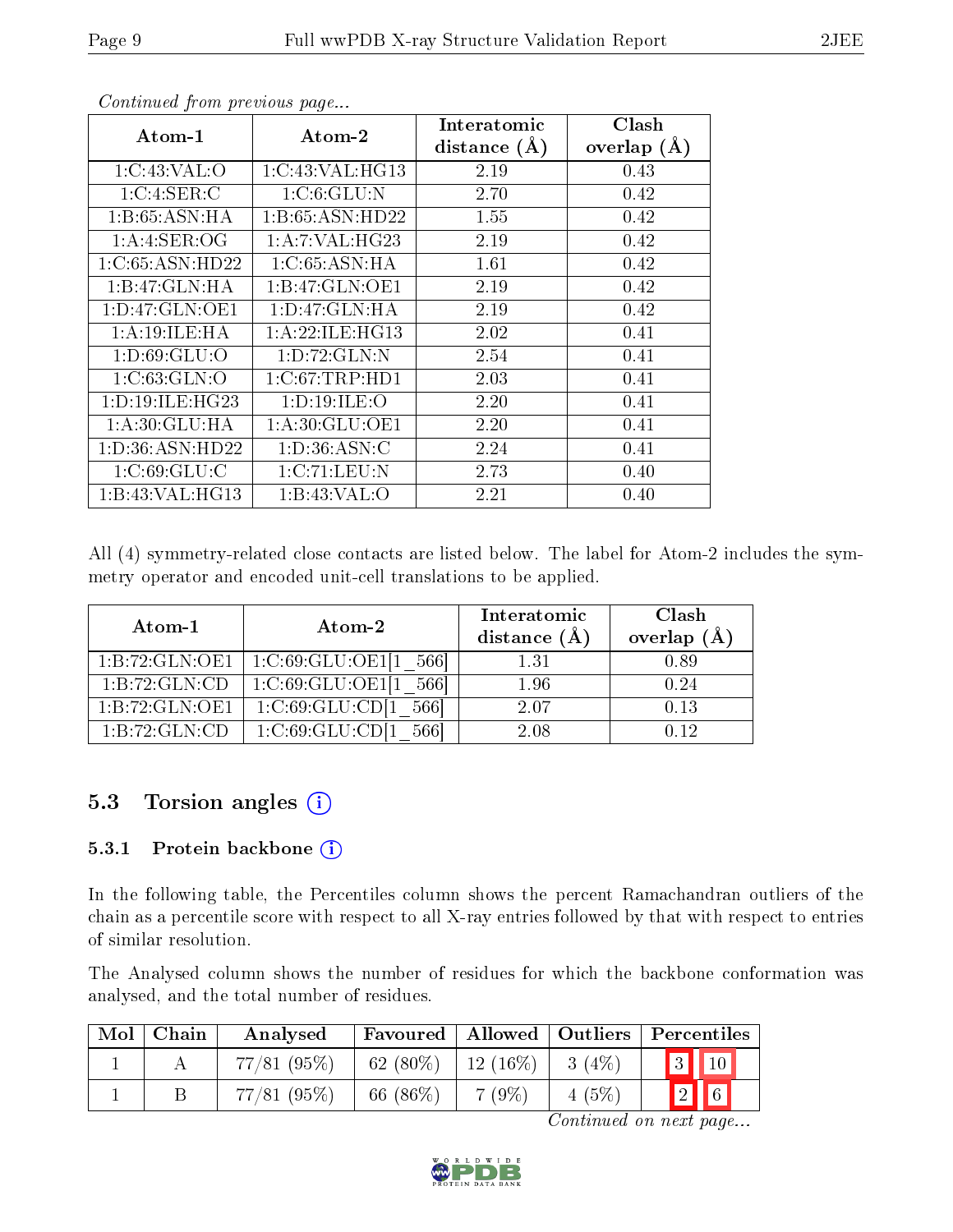*Continued from previous page...*

| Atom-1 | Atom-2 | Interatomic distance (Å) | Clash overlap (Å) |
|---|---|---|---|
| 1:C:43:VAL:O | 1:C:43:VAL:HG13 | 2.19 | 0.43 |
| 1:C:4:SER:C | 1:C:6:GLU:N | 2.70 | 0.42 |
| 1:B:65:ASN:HA | 1:B:65:ASN:HD22 | 1.55 | 0.42 |
| 1:A:4:SER:OG | 1:A:7:VAL:HG23 | 2.19 | 0.42 |
| 1:C:65:ASN:HD22 | 1:C:65:ASN:HA | 1.61 | 0.42 |
| 1:B:47:GLN:HA | 1:B:47:GLN:OE1 | 2.19 | 0.42 |
| 1:D:47:GLN:OE1 | 1:D:47:GLN:HA | 2.19 | 0.42 |
| 1:A:19:ILE:HA | 1:A:22:ILE:HG13 | 2.02 | 0.41 |
| 1:D:69:GLU:O | 1:D:72:GLN:N | 2.54 | 0.41 |
| 1:C:63:GLN:O | 1:C:67:TRP:HD1 | 2.03 | 0.41 |
| 1:D:19:ILE:HG23 | 1:D:19:ILE:O | 2.20 | 0.41 |
| 1:A:30:GLU:HA | 1:A:30:GLU:OE1 | 2.20 | 0.41 |
| 1:D:36:ASN:HD22 | 1:D:36:ASN:C | 2.24 | 0.41 |
| 1:C:69:GLU:C | 1:C:71:LEU:N | 2.73 | 0.40 |
| 1:B:43:VAL:HG13 | 1:B:43:VAL:O | 2.21 | 0.40 |

All (4) symmetry-related close contacts are listed below. The label for Atom-2 includes the symmetry operator and encoded unit-cell translations to be applied.

| Atom-1 | Atom-2 | Interatomic distance (Å) | Clash overlap (Å) |
|---|---|---|---|
| 1:B:72:GLN:OE1 | 1:C:69:GLU:OE1[1_566] | 1.31 | 0.89 |
| 1:B:72:GLN:CD | 1:C:69:GLU:OE1[1_566] | 1.96 | 0.24 |
| 1:B:72:GLN:OE1 | 1:C:69:GLU:CD[1_566] | 2.07 | 0.13 |
| 1:B:72:GLN:CD | 1:C:69:GLU:CD[1_566] | 2.08 | 0.12 |

## 5.3 Torsion angles

### 5.3.1 Protein backbone

In the following table, the Percentiles column shows the percent Ramachandran outliers of the chain as a percentile score with respect to all X-ray entries followed by that with respect to entries of similar resolution.

The Analysed column shows the number of residues for which the backbone conformation was analysed, and the total number of residues.

| Mol | Chain | Analysed | Favoured | Allowed | Outliers | Percentiles | |
|---|---|---|---|---|---|---|---|
| 1 | A | 77/81 (95%) | 62 (80%) | 12 (16%) | 3 (4%) | 3 | 10 |
| 1 | B | 77/81 (95%) | 66 (86%) | 7 (9%) | 4 (5%) | 2 | 6 |

*Continued on next page...*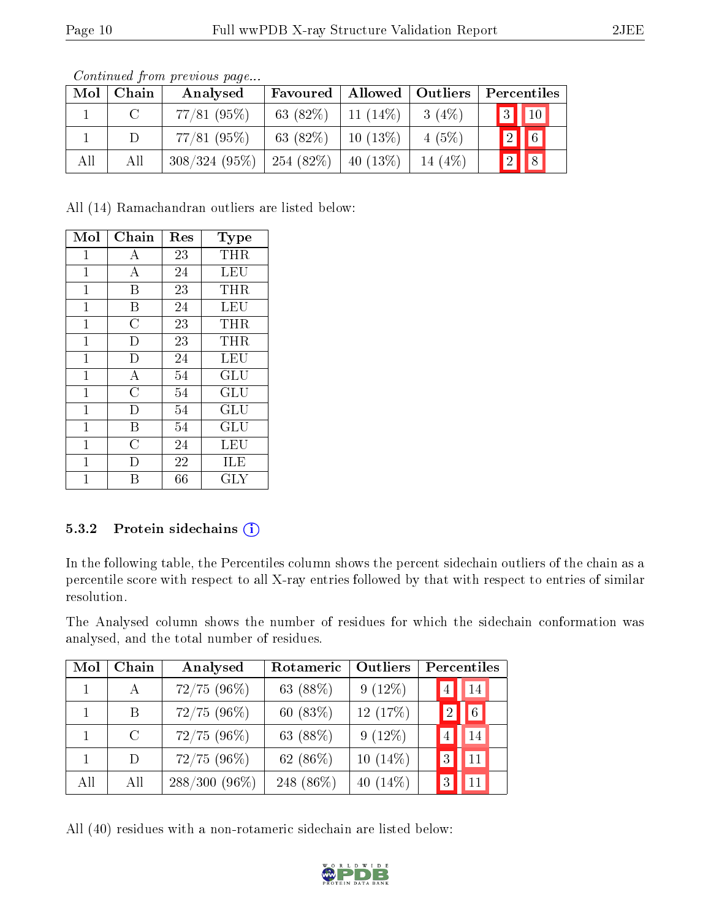*Continued from previous page...*

| Mol | Chain | Analysed | Favoured | Allowed | Outliers | Percentiles | |
|---|---|---|---|---|---|---|---|
| 1 | C | 77/81 (95%) | 63 (82%) | 11 (14%) | 3 (4%) | 3 | 10 |
| 1 | D | 77/81 (95%) | 63 (82%) | 10 (13%) | 4 (5%) | 2 | 6 |
| All | All | 308/324 (95%) | 254 (82%) | 40 (13%) | 14 (4%) | 2 | 8 |

All (14) Ramachandran outliers are listed below:

| Mol | Chain | Res | Type |
|---|---|---|---|
| 1 | A | 23 | THR |
| 1 | A | 24 | LEU |
| 1 | B | 23 | THR |
| 1 | B | 24 | LEU |
| 1 | C | 23 | THR |
| 1 | D | 23 | THR |
| 1 | D | 24 | LEU |
| 1 | A | 54 | GLU |
| 1 | C | 54 | GLU |
| 1 | D | 54 | GLU |
| 1 | B | 54 | GLU |
| 1 | C | 24 | LEU |
| 1 | D | 22 | ILE |
| 1 | B | 66 | GLY |

### 5.3.2 Protein sidechains

In the following table, the Percentiles column shows the percent sidechain outliers of the chain as a percentile score with respect to all X-ray entries followed by that with respect to entries of similar resolution.

The Analysed column shows the number of residues for which the sidechain conformation was analysed, and the total number of residues.

| Mol | Chain | Analysed | Rotameric | Outliers | Percentiles | |
|---|---|---|---|---|---|---|
| 1 | A | 72/75 (96%) | 63 (88%) | 9 (12%) | 4 | 14 |
| 1 | B | 72/75 (96%) | 60 (83%) | 12 (17%) | 2 | 6 |
| 1 | C | 72/75 (96%) | 63 (88%) | 9 (12%) | 4 | 14 |
| 1 | D | 72/75 (96%) | 62 (86%) | 10 (14%) | 3 | 11 |
| All | All | 288/300 (96%) | 248 (86%) | 40 (14%) | 3 | 11 |

All (40) residues with a non-rotameric sidechain are listed below: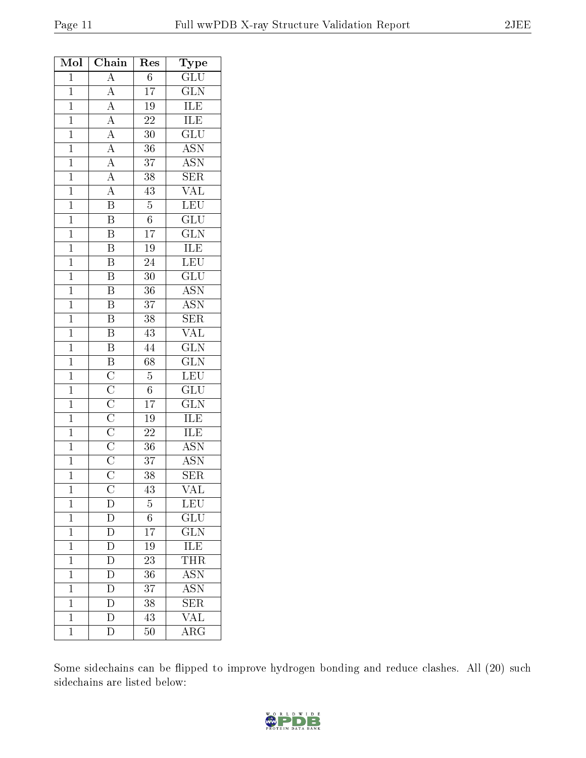| Mol | Chain | Res | Type |
|---|---|---|---|
| 1 | A | 6 | GLU |
| 1 | A | 17 | GLN |
| 1 | A | 19 | ILE |
| 1 | A | 22 | ILE |
| 1 | A | 30 | GLU |
| 1 | A | 36 | ASN |
| 1 | A | 37 | ASN |
| 1 | A | 38 | SER |
| 1 | A | 43 | VAL |
| 1 | B | 5 | LEU |
| 1 | B | 6 | GLU |
| 1 | B | 17 | GLN |
| 1 | B | 19 | ILE |
| 1 | B | 24 | LEU |
| 1 | B | 30 | GLU |
| 1 | B | 36 | ASN |
| 1 | B | 37 | ASN |
| 1 | B | 38 | SER |
| 1 | B | 43 | VAL |
| 1 | B | 44 | GLN |
| 1 | B | 68 | GLN |
| 1 | C | 5 | LEU |
| 1 | C | 6 | GLU |
| 1 | C | 17 | GLN |
| 1 | C | 19 | ILE |
| 1 | C | 22 | ILE |
| 1 | C | 36 | ASN |
| 1 | C | 37 | ASN |
| 1 | C | 38 | SER |
| 1 | C | 43 | VAL |
| 1 | D | 5 | LEU |
| 1 | D | 6 | GLU |
| 1 | D | 17 | GLN |
| 1 | D | 19 | ILE |
| 1 | D | 23 | THR |
| 1 | D | 36 | ASN |
| 1 | D | 37 | ASN |
| 1 | D | 38 | SER |
| 1 | D | 43 | VAL |
| 1 | D | 50 | ARG |

Some sidechains can be flipped to improve hydrogen bonding and reduce clashes. All (20) such sidechains are listed below: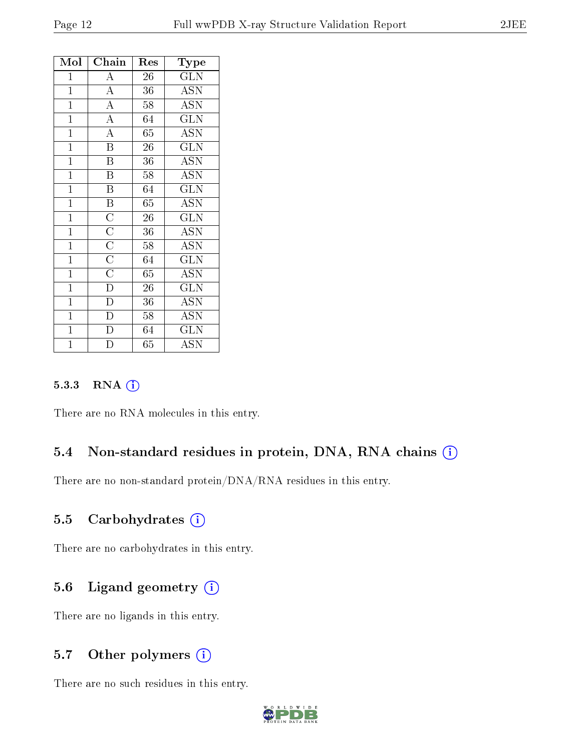| Mol | Chain | Res | Type |
|---|---|---|---|
| 1 | A | 26 | GLN |
| 1 | A | 36 | ASN |
| 1 | A | 58 | ASN |
| 1 | A | 64 | GLN |
| 1 | A | 65 | ASN |
| 1 | B | 26 | GLN |
| 1 | B | 36 | ASN |
| 1 | B | 58 | ASN |
| 1 | B | 64 | GLN |
| 1 | B | 65 | ASN |
| 1 | C | 26 | GLN |
| 1 | C | 36 | ASN |
| 1 | C | 58 | ASN |
| 1 | C | 64 | GLN |
| 1 | C | 65 | ASN |
| 1 | D | 26 | GLN |
| 1 | D | 36 | ASN |
| 1 | D | 58 | ASN |
| 1 | D | 64 | GLN |
| 1 | D | 65 | ASN |

### 5.3.3 RNA

There are no RNA molecules in this entry.

## 5.4 Non-standard residues in protein, DNA, RNA chains

There are no non-standard protein/DNA/RNA residues in this entry.

## 5.5 Carbohydrates

There are no carbohydrates in this entry.

## 5.6 Ligand geometry

There are no ligands in this entry.

## 5.7 Other polymers

There are no such residues in this entry.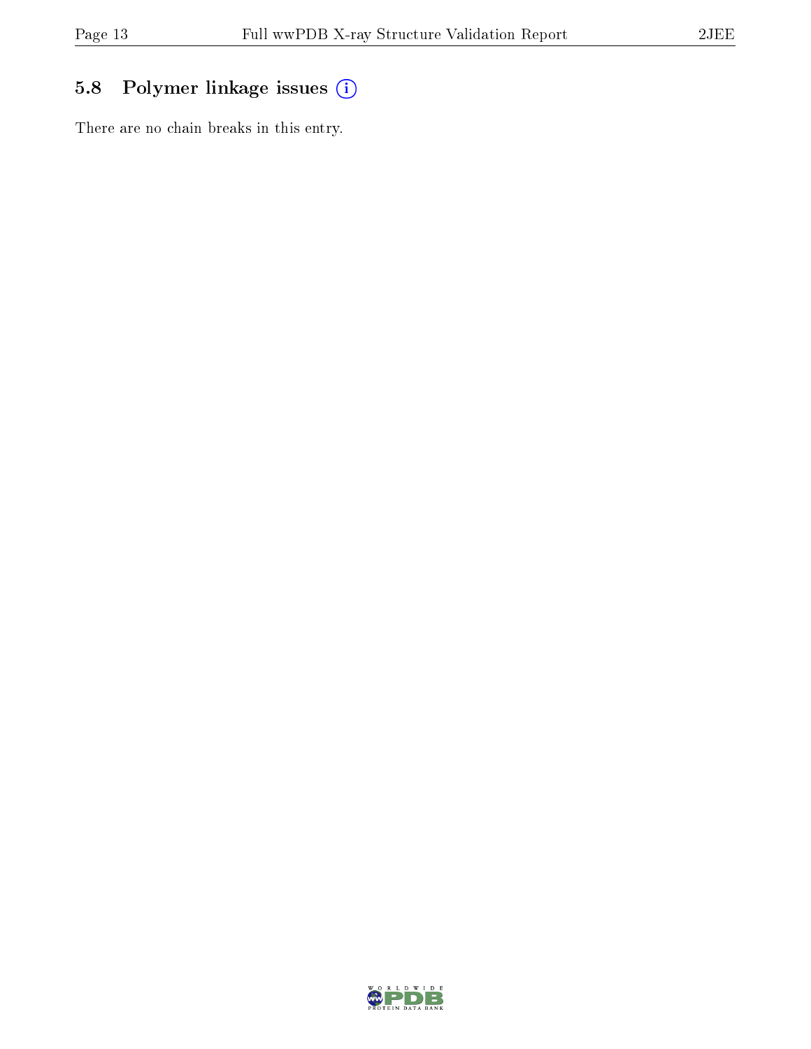### 5.8 Polymer linkage issues

There are no chain breaks in this entry.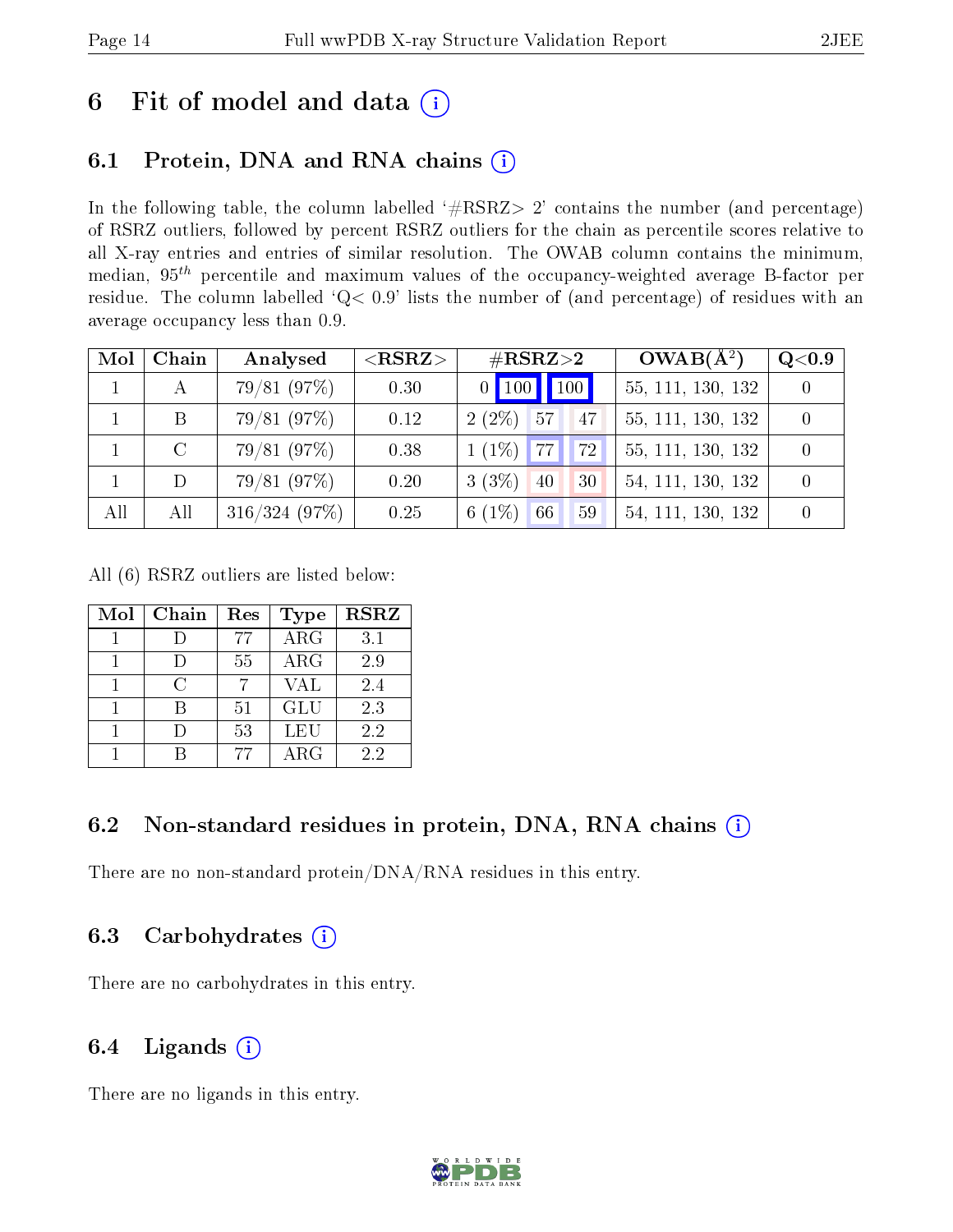# 6 Fit of model and data (i)

## 6.1 Protein, DNA and RNA chains (i)

In the following table, the column labelled '#RSRZ> 2' contains the number (and percentage) of RSRZ outliers, followed by percent RSRZ outliers for the chain as percentile scores relative to all X-ray entries and entries of similar resolution. The OWAB column contains the minimum, median, $95^{th}$ percentile and maximum values of the occupancy-weighted average B-factor per residue. The column labelled 'Q< 0.9' lists the number of (and percentage) of residues with an average occupancy less than 0.9.

| Mol | Chain | Analysed | <RSRZ> | #RSRZ>2 | | | OWAB(Å$^2$) | Q<0.9 |
|---|---|---|---|---|---|---|---|---|
| 1 | A | 79/81 (97%) | 0.30 | 0 | 100 | 100 | 55, 111, 130, 132 | 0 |
| 1 | B | 79/81 (97%) | 0.12 | 2 (2%) | 57 | 47 | 55, 111, 130, 132 | 0 |
| 1 | C | 79/81 (97%) | 0.38 | 1 (1%) | 77 | 72 | 55, 111, 130, 132 | 0 |
| 1 | D | 79/81 (97%) | 0.20 | 3 (3%) | 40 | 30 | 54, 111, 130, 132 | 0 |
| All | All | 316/324 (97%) | 0.25 | 6 (1%) | 66 | 59 | 54, 111, 130, 132 | 0 |

All (6) RSRZ outliers are listed below:

| Mol | Chain | Res | Type | RSRZ |
|---|---|---|---|---|
| 1 | D | 77 | ARG | 3.1 |
| 1 | D | 55 | ARG | 2.9 |
| 1 | C | 7 | VAL | 2.4 |
| 1 | B | 51 | GLU | 2.3 |
| 1 | D | 53 | LEU | 2.2 |
| 1 | B | 77 | ARG | 2.2 |

## 6.2 Non-standard residues in protein, DNA, RNA chains (i)

There are no non-standard protein/DNA/RNA residues in this entry.

## 6.3 Carbohydrates (i)

There are no carbohydrates in this entry.

## 6.4 Ligands (i)

There are no ligands in this entry.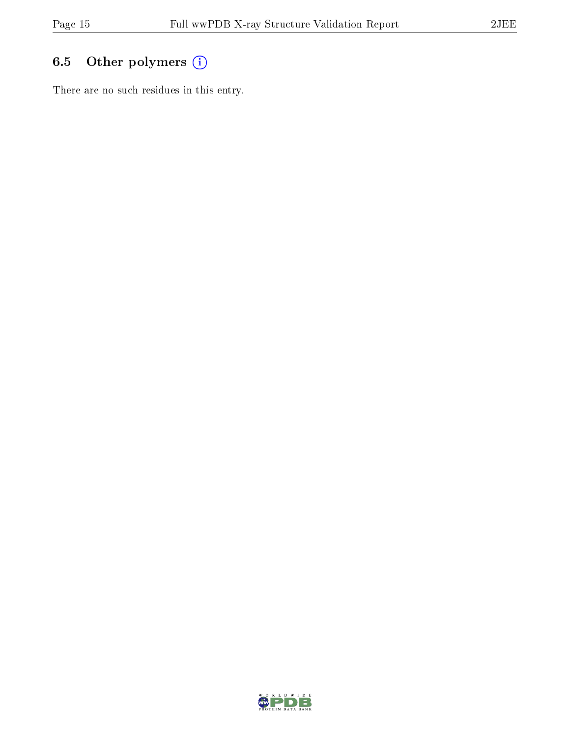### 6.5 Other polymers

There are no such residues in this entry.